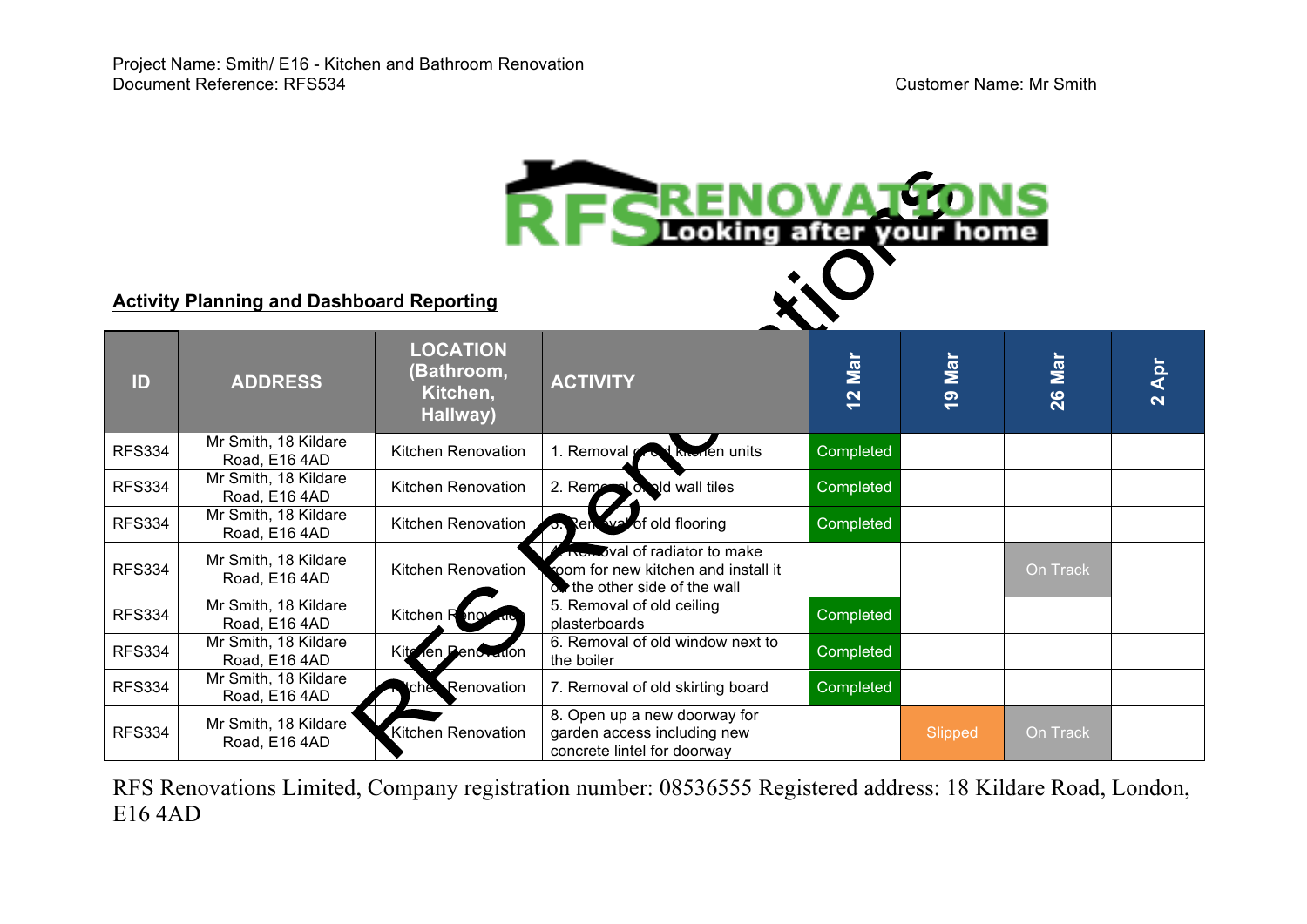Project Name: Smith/ E16 - Kitchen and Bathroom Renovation
Document Reference: RFS534

Customer Name: Mr Smith

**Activity Planning and Dashboard Reporting**

| ID | ADDRESS | LOCATION (Bathroom, Kitchen, Hallway) | ACTIVITY | 12 Mar | 19 Mar | 26 Mar | 2 Apr |
|---|---|---|---|---|---|---|---|
| RFS334 | Mr Smith, 18 Kildare Road, E16 4AD | Kitchen Renovation | 1. Removal of old kitchen units | Completed | | | |
| RFS334 | Mr Smith, 18 Kildare Road, E16 4AD | Kitchen Renovation | 2. Removal of old wall tiles | Completed | | | |
| RFS334 | Mr Smith, 18 Kildare Road, E16 4AD | Kitchen Renovation | 3. Removal of old flooring | Completed | | | |
| RFS334 | Mr Smith, 18 Kildare Road, E16 4AD | Kitchen Renovation | 4. Removal of radiator to make room for new kitchen and install it on the other side of the wall | | | On Track | |
| RFS334 | Mr Smith, 18 Kildare Road, E16 4AD | Kitchen Renovation | 5. Removal of old ceiling plasterboards | Completed | | | |
| RFS334 | Mr Smith, 18 Kildare Road, E16 4AD | Kitchen Renovation | 6. Removal of old window next to the boiler | Completed | | | |
| RFS334 | Mr Smith, 18 Kildare Road, E16 4AD | Kitchen Renovation | 7. Removal of old skirting board | Completed | | | |
| RFS334 | Mr Smith, 18 Kildare Road, E16 4AD | Kitchen Renovation | 8. Open up a new doorway for garden access including new concrete lintel for doorway | | Slipped | On Track | |

RFS Renovations Limited, Company registration number: 08536555 Registered address: 18 Kildare Road, London, E16 4AD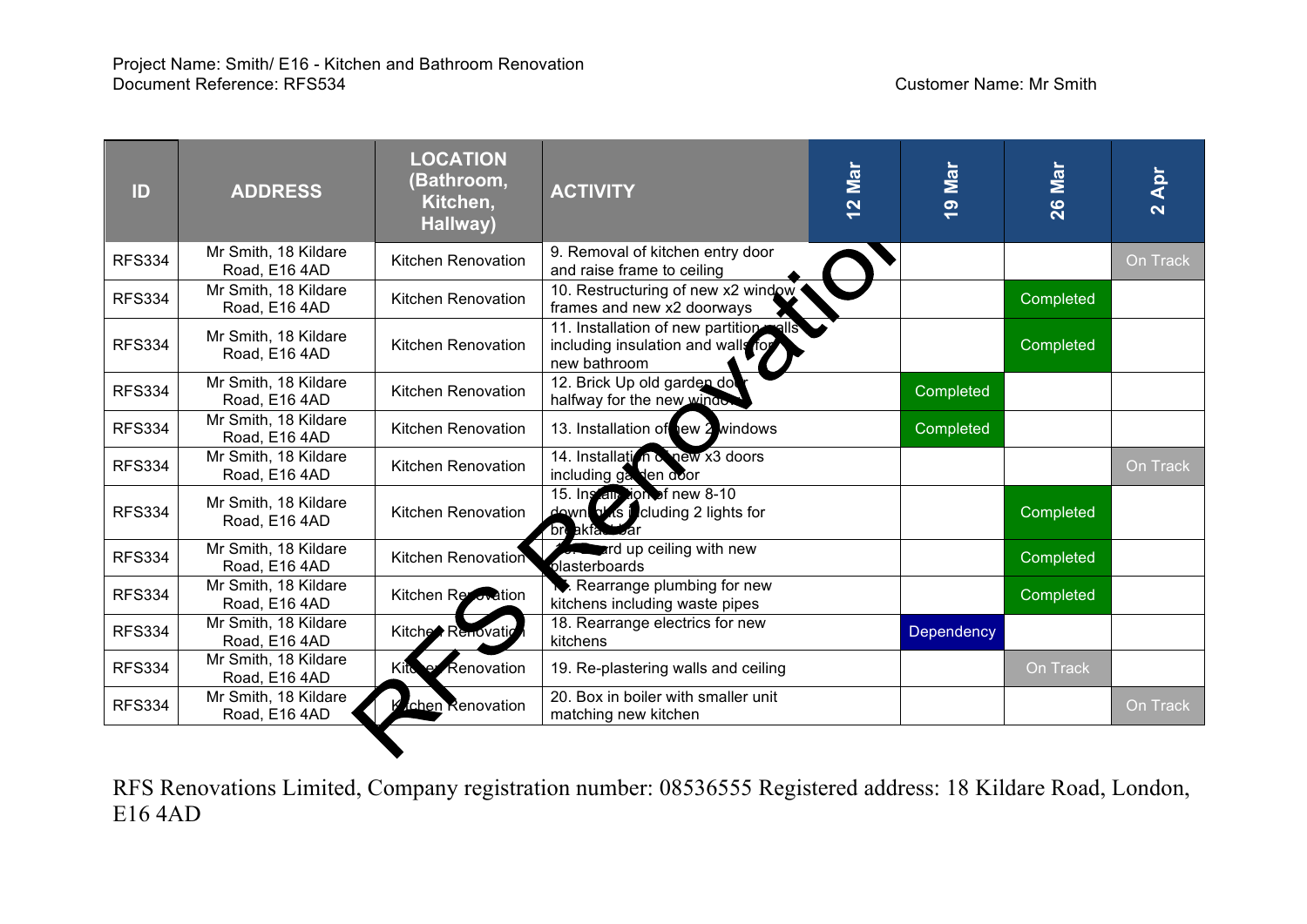Project Name: Smith/ E16 - Kitchen and Bathroom Renovation
Document Reference: RFS534

Customer Name: Mr Smith

| ID | ADDRESS | LOCATION (Bathroom, Kitchen, Hallway) | ACTIVITY | 12 Mar | 19 Mar | 26 Mar | 2 Apr |
|---|---|---|---|---|---|---|---|
| RFS334 | Mr Smith, 18 Kildare Road, E16 4AD | Kitchen Renovation | 9. Removal of kitchen entry door and raise frame to ceiling | | | | On Track |
| RFS334 | Mr Smith, 18 Kildare Road, E16 4AD | Kitchen Renovation | 10. Restructuring of new x2 window frames and new x2 doorways | | | Completed | |
| RFS334 | Mr Smith, 18 Kildare Road, E16 4AD | Kitchen Renovation | 11. Installation of new partition walls including insulation and walls for new bathroom | | | Completed | |
| RFS334 | Mr Smith, 18 Kildare Road, E16 4AD | Kitchen Renovation | 12. Brick Up old garden door halfway for the new window | | Completed | | |
| RFS334 | Mr Smith, 18 Kildare Road, E16 4AD | Kitchen Renovation | 13. Installation of new 2 windows | | Completed | | |
| RFS334 | Mr Smith, 18 Kildare Road, E16 4AD | Kitchen Renovation | 14. Installation of new x3 doors including garden door | | | | On Track |
| RFS334 | Mr Smith, 18 Kildare Road, E16 4AD | Kitchen Renovation | 15. Installation of new 8-10 downlights including 2 lights for breakfast bar | | | Completed | |
| RFS334 | Mr Smith, 18 Kildare Road, E16 4AD | Kitchen Renovation | 16. Board up ceiling with new plasterboards | | | Completed | |
| RFS334 | Mr Smith, 18 Kildare Road, E16 4AD | Kitchen Renovation | 17. Rearrange plumbing for new kitchens including waste pipes | | | Completed | |
| RFS334 | Mr Smith, 18 Kildare Road, E16 4AD | Kitchen Renovation | 18. Rearrange electrics for new kitchens | | Dependency | | |
| RFS334 | Mr Smith, 18 Kildare Road, E16 4AD | Kitchen Renovation | 19. Re-plastering walls and ceiling | | | On Track | |
| RFS334 | Mr Smith, 18 Kildare Road, E16 4AD | Kitchen Renovation | 20. Box in boiler with smaller unit matching new kitchen | | | | On Track |

RFS Renovations Limited, Company registration number: 08536555 Registered address: 18 Kildare Road, London, E16 4AD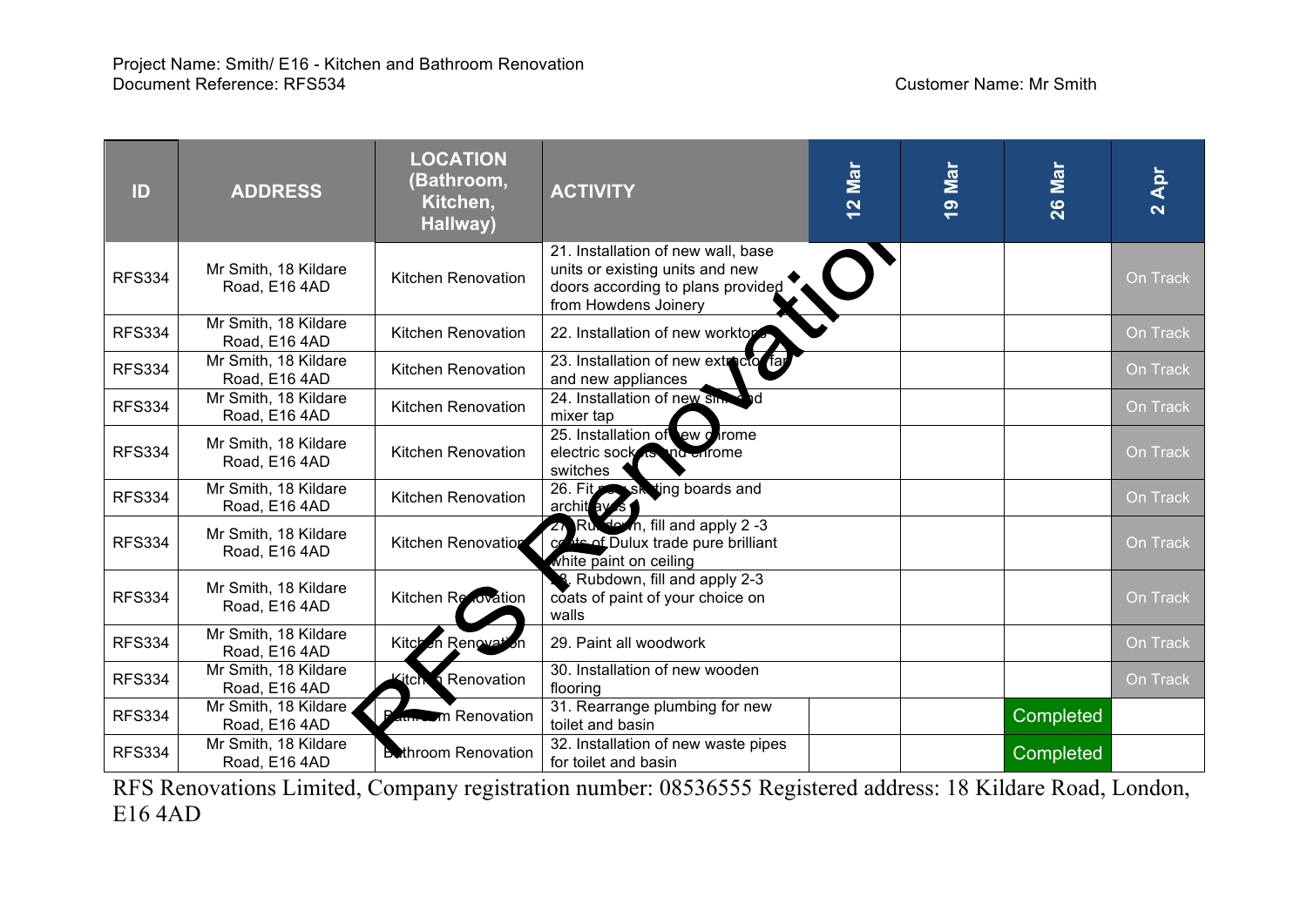Project Name: Smith/ E16 - Kitchen and Bathroom Renovation
Document Reference: RFS534

Customer Name: Mr Smith

| ID | ADDRESS | LOCATION (Bathroom, Kitchen, Hallway) | ACTIVITY | 12 Mar | 19 Mar | 26 Mar | 2 Apr |
|---|---|---|---|---|---|---|---|
| RFS334 | Mr Smith, 18 Kildare Road, E16 4AD | Kitchen Renovation | 21. Installation of new wall, base units or existing units and new doors according to plans provided from Howdens Joinery | | | | On Track |
| RFS334 | Mr Smith, 18 Kildare Road, E16 4AD | Kitchen Renovation | 22. Installation of new worktops | | | | On Track |
| RFS334 | Mr Smith, 18 Kildare Road, E16 4AD | Kitchen Renovation | 23. Installation of new extractor fan and new appliances | | | | On Track |
| RFS334 | Mr Smith, 18 Kildare Road, E16 4AD | Kitchen Renovation | 24. Installation of new sink and mixer tap | | | | On Track |
| RFS334 | Mr Smith, 18 Kildare Road, E16 4AD | Kitchen Renovation | 25. Installation of new chrome electric sockets and chrome switches | | | | On Track |
| RFS334 | Mr Smith, 18 Kildare Road, E16 4AD | Kitchen Renovation | 26. Fit new skirting boards and architraves | | | | On Track |
| RFS334 | Mr Smith, 18 Kildare Road, E16 4AD | Kitchen Renovation | 27. Rubdown, fill and apply 2 -3 coats of Dulux trade pure brilliant white paint on ceiling | | | | On Track |
| RFS334 | Mr Smith, 18 Kildare Road, E16 4AD | Kitchen Renovation | 28. Rubdown, fill and apply 2-3 coats of paint of your choice on walls | | | | On Track |
| RFS334 | Mr Smith, 18 Kildare Road, E16 4AD | Kitchen Renovation | 29. Paint all woodwork | | | | On Track |
| RFS334 | Mr Smith, 18 Kildare Road, E16 4AD | Kitchen Renovation | 30. Installation of new wooden flooring | | | | On Track |
| RFS334 | Mr Smith, 18 Kildare Road, E16 4AD | Bathroom Renovation | 31. Rearrange plumbing for new toilet and basin | | | Completed | |
| RFS334 | Mr Smith, 18 Kildare Road, E16 4AD | Bathroom Renovation | 32. Installation of new waste pipes for toilet and basin | | | Completed | |

RFS Renovations Limited, Company registration number: 08536555 Registered address: 18 Kildare Road, London, E16 4AD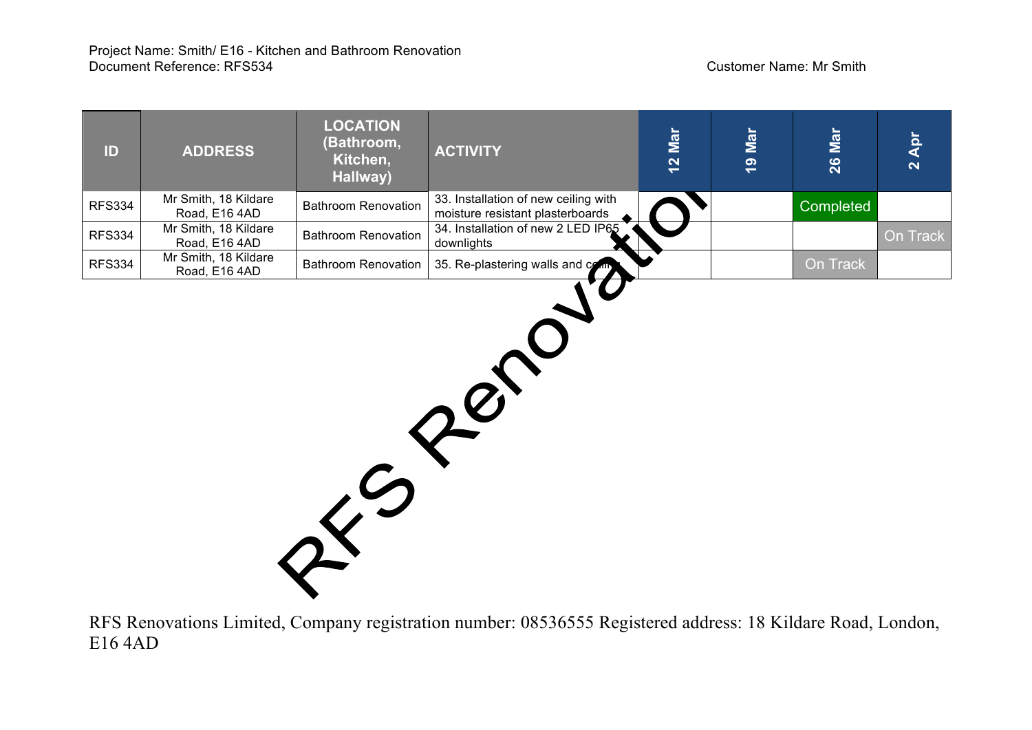Project Name: Smith/ E16 - Kitchen and Bathroom Renovation
Document Reference: RFS534

Customer Name: Mr Smith

| ID | ADDRESS | LOCATION (Bathroom, Kitchen, Hallway) | ACTIVITY | 12 Mar | 19 Mar | 26 Mar | 2 Apr |
|---|---|---|---|---|---|---|---|
| RFS334 | Mr Smith, 18 Kildare Road, E16 4AD | Bathroom Renovation | 33. Installation of new ceiling with moisture resistant plasterboards | | | Completed | |
| RFS334 | Mr Smith, 18 Kildare Road, E16 4AD | Bathroom Renovation | 34. Installation of new 2 LED IP65 downlights | | | | On Track |
| RFS334 | Mr Smith, 18 Kildare Road, E16 4AD | Bathroom Renovation | 35. Re-plastering walls and ceiling | | | On Track | |

RFS Renovations

RFS Renovations Limited, Company registration number: 08536555 Registered address: 18 Kildare Road, London, E16 4AD